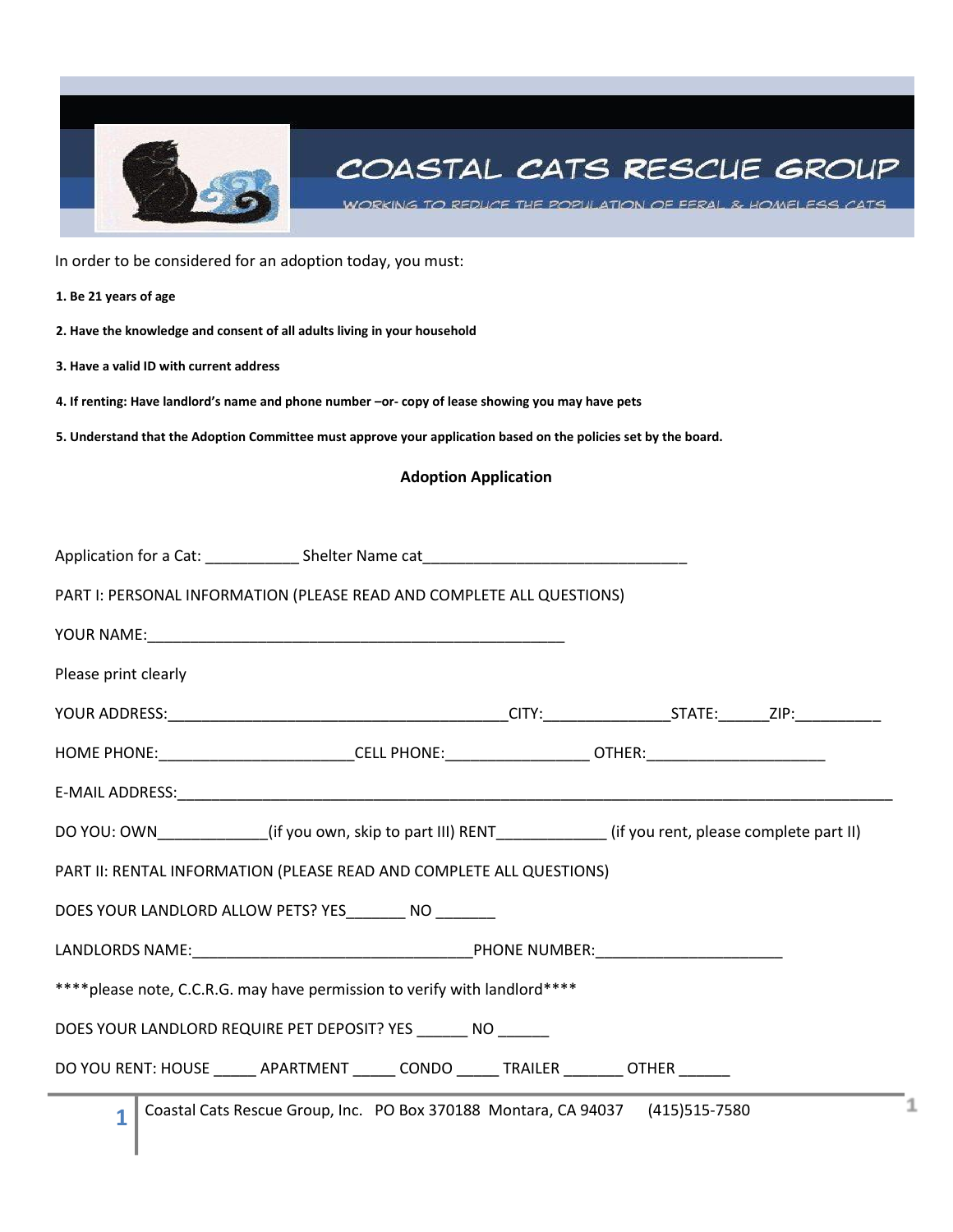# COASTAL CATS RESCUE GROUP

WORKING TO REDUCE THE POPULATION OF FERAL & HOMELESS CATS

In order to be considered for an adoption today, you must:

**1. Be 21 years of age**

**2. Have the knowledge and consent of all adults living in your household**

**3. Have a valid ID with current address**

**4. If renting: Have landlord's name and phone number –or- copy of lease showing you may have pets**

**5. Understand that the Adoption Committee must approve your application based on the policies set by the board.**

## Adoption Application

Application for a Cat: ___________ Shelter Name cat_______________________________

PART I: PERSONAL INFORMATION (PLEASE READ AND COMPLETE ALL QUESTIONS)

YOUR NAME:___________________________________________________

Please print clearly

YOUR ADDRESS:_________________________________________CITY:_______________STATE:______ZIP:__________

HOME PHONE:_______________________CELL PHONE:_________________ OTHER:_____________________

E-MAIL ADDRESS:_______________________________________________________________________________________

DO YOU: OWN_____________(if you own, skip to part III) RENT_____________ (if you rent, please complete part II)

PART II: RENTAL INFORMATION (PLEASE READ AND COMPLETE ALL QUESTIONS)

DOES YOUR LANDLORD ALLOW PETS? YES_______ NO _______

LANDLORDS NAME:__________________________________PHONE NUMBER:______________________

****please note, C.C.R.G. may have permission to verify with landlord****

DOES YOUR LANDLORD REQUIRE PET DEPOSIT? YES ______ NO ______

DO YOU RENT: HOUSE _____ APARTMENT _____ CONDO _____ TRAILER _______ OTHER ______

Coastal Cats Rescue Group, Inc. PO Box 370188 Montara, CA 94037 (415)515-7580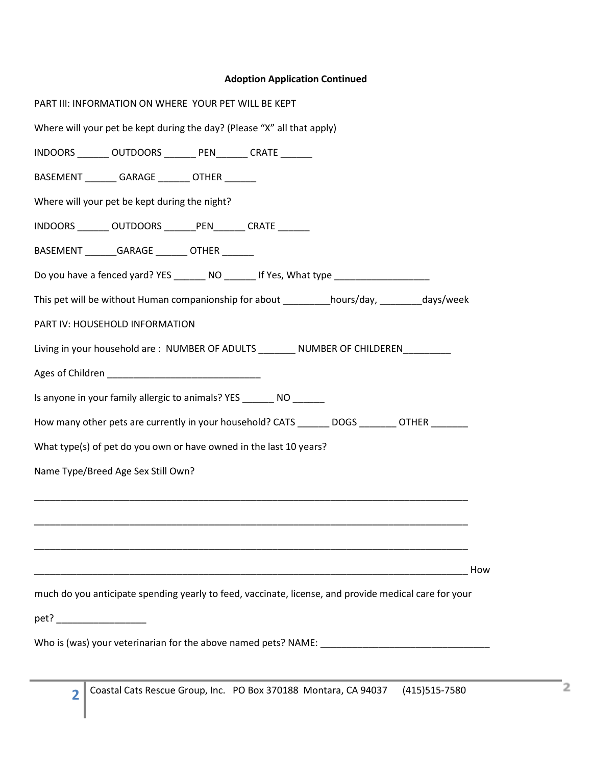**Adoption Application Continued**

PART III: INFORMATION ON WHERE YOUR PET WILL BE KEPT

Where will your pet be kept during the day? (Please "X" all that apply)

INDOORS ______ OUTDOORS ______ PEN______ CRATE ______

BASEMENT ______ GARAGE ______ OTHER ______

Where will your pet be kept during the night?

INDOORS ______ OUTDOORS ______PEN______ CRATE ______

BASEMENT ______GARAGE ______ OTHER ______

Do you have a fenced yard? YES ______ NO ______ If Yes, What type __________________

This pet will be without Human companionship for about _________hours/day, ________days/week

PART IV: HOUSEHOLD INFORMATION

Living in your household are : NUMBER OF ADULTS _______ NUMBER OF CHILDEREN_________

Ages of Children _____________________________

Is anyone in your family allergic to animals? YES ______ NO ______

How many other pets are currently in your household? CATS ______ DOGS _______ OTHER _______

What type(s) of pet do you own or have owned in the last 10 years?

Name Type/Breed Age Sex Still Own?

_____________________________________________________________________________________

_____________________________________________________________________________________

_____________________________________________________________________________________

_____________________________________________________________________________________ How much do you anticipate spending yearly to feed, vaccinate, license, and provide medical care for your pet? _________________

Who is (was) your veterinarian for the above named pets? NAME: ________________________________

Coastal Cats Rescue Group, Inc. PO Box 370188 Montara, CA 94037 (415)515-7580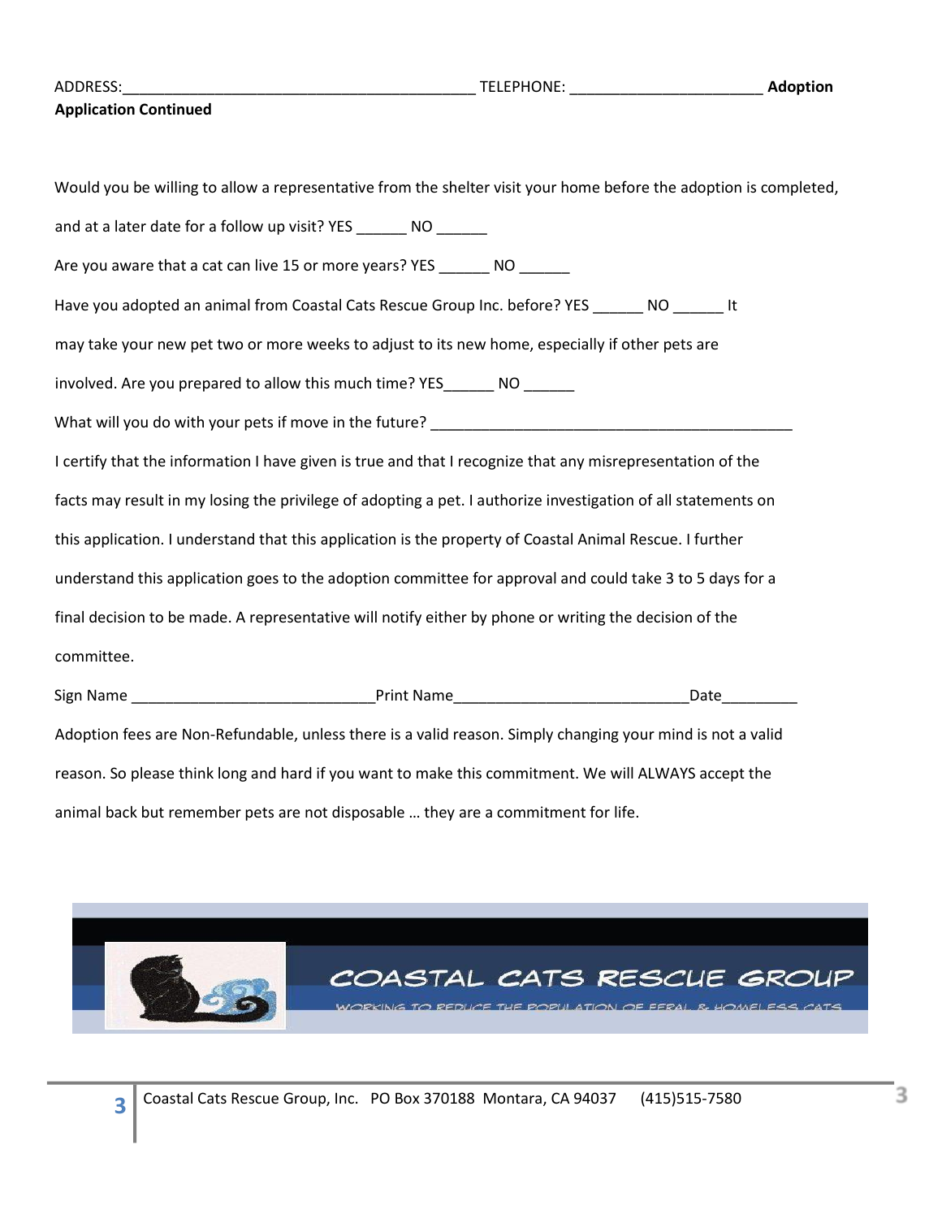ADDRESS:___________________________________________ TELEPHONE: _______________________ **Adoption Application Continued**

Would you be willing to allow a representative from the shelter visit your home before the adoption is completed, and at a later date for a follow up visit? YES ______ NO ______

Are you aware that a cat can live 15 or more years? YES ______ NO ______

Have you adopted an animal from Coastal Cats Rescue Group Inc. before? YES ______ NO ______ It may take your new pet two or more weeks to adjust to its new home, especially if other pets are involved. Are you prepared to allow this much time? YES______ NO ______

What will you do with your pets if move in the future? ____________________________________________

I certify that the information I have given is true and that I recognize that any misrepresentation of the facts may result in my losing the privilege of adopting a pet. I authorize investigation of all statements on this application. I understand that this application is the property of Coastal Animal Rescue. I further understand this application goes to the adoption committee for approval and could take 3 to 5 days for a final decision to be made. A representative will notify either by phone or writing the decision of the committee.

Sign Name _____________________________Print Name____________________________Date_________

Adoption fees are Non-Refundable, unless there is a valid reason. Simply changing your mind is not a valid reason. So please think long and hard if you want to make this commitment. We will ALWAYS accept the animal back but remember pets are not disposable … they are a commitment for life.

COASTAL CATS RESCUE GROUP

WORKING TO REDUCE THE POPULATION OF FERAL & HOMELESS CATS

Coastal Cats Rescue Group, Inc. PO Box 370188 Montara, CA 94037 (415)515-7580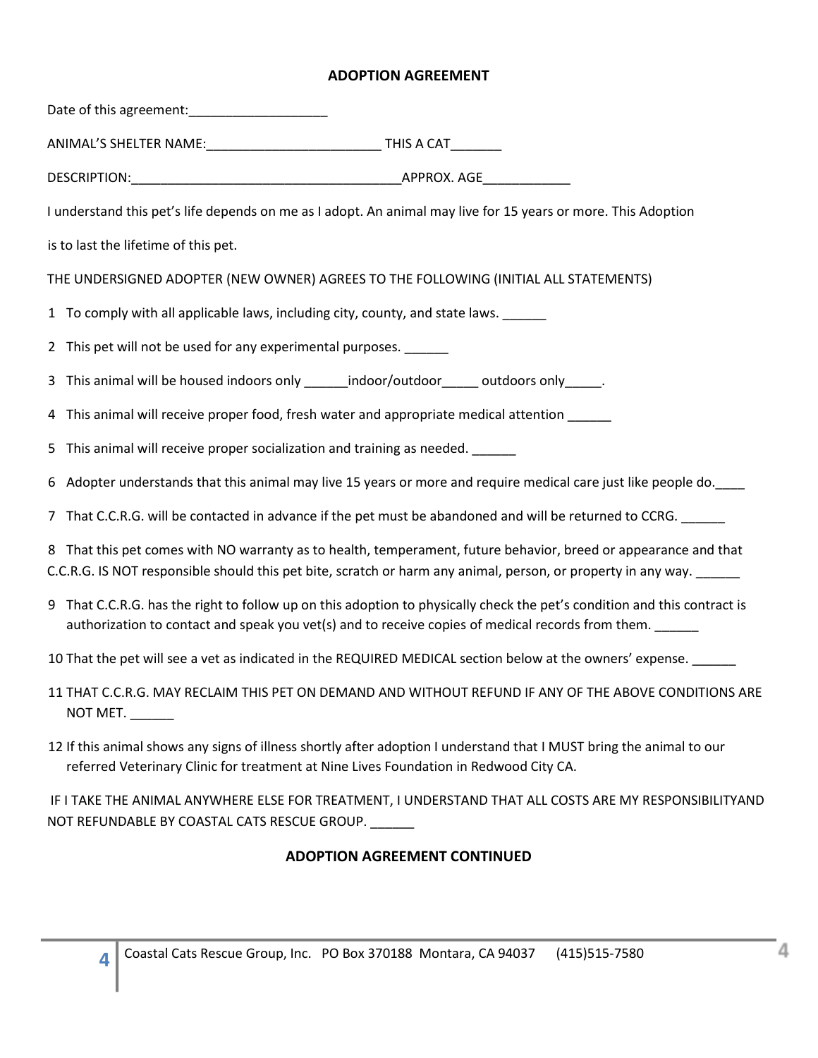## ADOPTION AGREEMENT

Date of this agreement:___________________

ANIMAL'S SHELTER NAME:________________________ THIS A CAT_______

DESCRIPTION:_____________________________________APPROX. AGE____________

I understand this pet's life depends on me as I adopt. An animal may live for 15 years or more. This Adoption is to last the lifetime of this pet.

THE UNDERSIGNED ADOPTER (NEW OWNER) AGREES TO THE FOLLOWING (INITIAL ALL STATEMENTS)

1 To comply with all applicable laws, including city, county, and state laws. ______

2 This pet will not be used for any experimental purposes. ______

3 This animal will be housed indoors only ______indoor/outdoor_____ outdoors only_____.

4 This animal will receive proper food, fresh water and appropriate medical attention ______

5 This animal will receive proper socialization and training as needed. ______

6 Adopter understands that this animal may live 15 years or more and require medical care just like people do.____

7 That C.C.R.G. will be contacted in advance if the pet must be abandoned and will be returned to CCRG. ______

8 That this pet comes with NO warranty as to health, temperament, future behavior, breed or appearance and that C.C.R.G. IS NOT responsible should this pet bite, scratch or harm any animal, person, or property in any way. ______

9 That C.C.R.G. has the right to follow up on this adoption to physically check the pet's condition and this contract is authorization to contact and speak you vet(s) and to receive copies of medical records from them. ______

10 That the pet will see a vet as indicated in the REQUIRED MEDICAL section below at the owners' expense. ______

11 THAT C.C.R.G. MAY RECLAIM THIS PET ON DEMAND AND WITHOUT REFUND IF ANY OF THE ABOVE CONDITIONS ARE NOT MET. ______

12 If this animal shows any signs of illness shortly after adoption I understand that I MUST bring the animal to our referred Veterinary Clinic for treatment at Nine Lives Foundation in Redwood City CA.

IF I TAKE THE ANIMAL ANYWHERE ELSE FOR TREATMENT, I UNDERSTAND THAT ALL COSTS ARE MY RESPONSIBILITYAND NOT REFUNDABLE BY COASTAL CATS RESCUE GROUP. ______

## ADOPTION AGREEMENT CONTINUED

Coastal Cats Rescue Group, Inc. PO Box 370188 Montara, CA 94037 (415)515-7580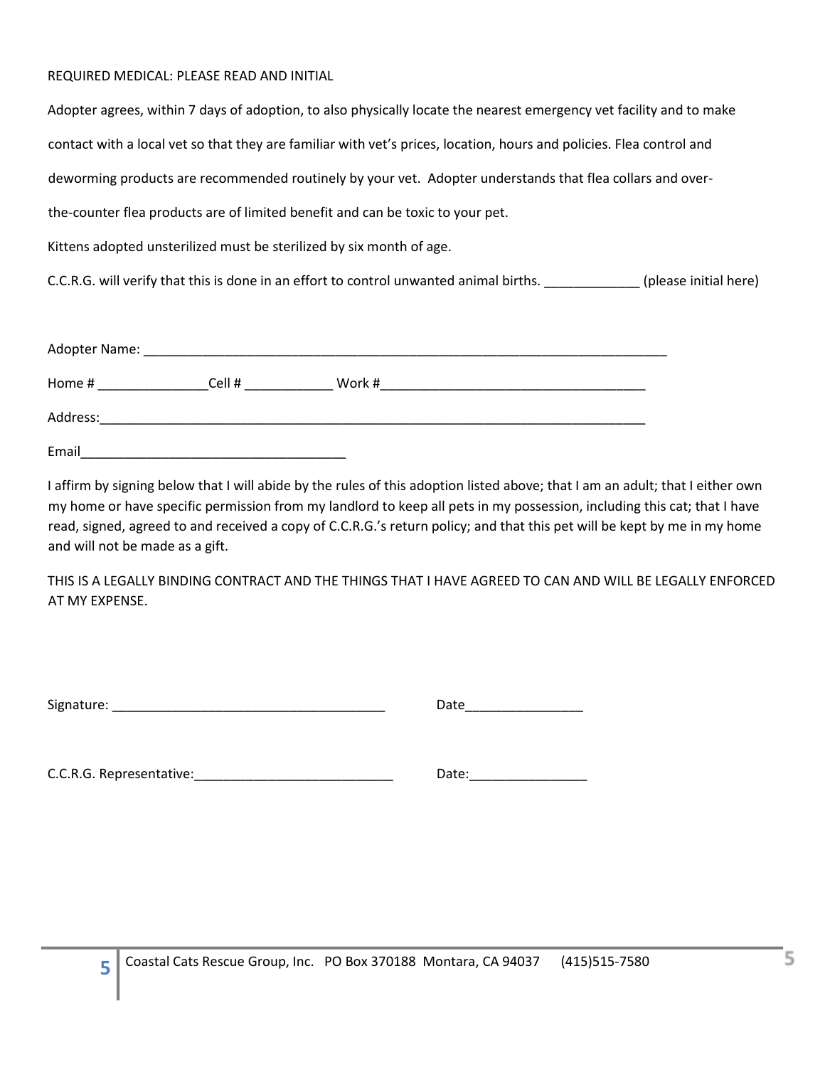REQUIRED MEDICAL: PLEASE READ AND INITIAL

Adopter agrees, within 7 days of adoption, to also physically locate the nearest emergency vet facility and to make contact with a local vet so that they are familiar with vet's prices, location, hours and policies. Flea control and deworming products are recommended routinely by your vet. Adopter understands that flea collars and over-the-counter flea products are of limited benefit and can be toxic to your pet.

Kittens adopted unsterilized must be sterilized by six month of age.

C.C.R.G. will verify that this is done in an effort to control unwanted animal births. _____________ (please initial here)

Adopter Name: ___________________________________________________________________________

Home # _______________Cell # ____________ Work #_____________________________________

Address:_____________________________________________________________________________

Email_____________________________________

I affirm by signing below that I will abide by the rules of this adoption listed above; that I am an adult; that I either own my home or have specific permission from my landlord to keep all pets in my possession, including this cat; that I have read, signed, agreed to and received a copy of C.C.R.G.'s return policy; and that this pet will be kept by me in my home and will not be made as a gift.

THIS IS A LEGALLY BINDING CONTRACT AND THE THINGS THAT I HAVE AGREED TO CAN AND WILL BE LEGALLY ENFORCED AT MY EXPENSE.

Signature: ______________________________________ Date________________

C.C.R.G. Representative:___________________________ Date:________________

Coastal Cats Rescue Group, Inc. PO Box 370188 Montara, CA 94037 (415)515-7580